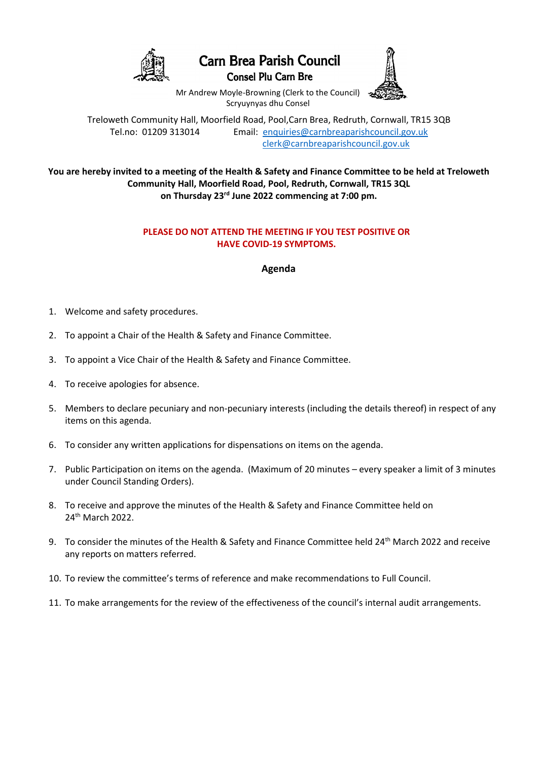# Carn Brea Parish Council

## Consel Plu Carn Bre

Mr Andrew Moyle-Browning (Clerk to the Council)
Scryuynyas dhu Consel

Treloweth Community Hall, Moorfield Road, Pool,Carn Brea, Redruth, Cornwall, TR15 3QB
Tel.no: 01209 313014 Email: enquiries@carnbreaparishcouncil.gov.uk
clerk@carnbreaparishcouncil.gov.uk

**You are hereby invited to a meeting of the Health & Safety and Finance Committee to be held at Treloweth Community Hall, Moorfield Road, Pool, Redruth, Cornwall, TR15 3QL on Thursday 23rd June 2022 commencing at 7:00 pm.**

**PLEASE DO NOT ATTEND THE MEETING IF YOU TEST POSITIVE OR HAVE COVID-19 SYMPTOMS.**

## Agenda

1. Welcome and safety procedures.
2. To appoint a Chair of the Health & Safety and Finance Committee.
3. To appoint a Vice Chair of the Health & Safety and Finance Committee.
4. To receive apologies for absence.
5. Members to declare pecuniary and non-pecuniary interests (including the details thereof) in respect of any items on this agenda.
6. To consider any written applications for dispensations on items on the agenda.
7. Public Participation on items on the agenda. (Maximum of 20 minutes – every speaker a limit of 3 minutes under Council Standing Orders).
8. To receive and approve the minutes of the Health & Safety and Finance Committee held on 24th March 2022.
9. To consider the minutes of the Health & Safety and Finance Committee held 24th March 2022 and receive any reports on matters referred.
10. To review the committee's terms of reference and make recommendations to Full Council.
11. To make arrangements for the review of the effectiveness of the council's internal audit arrangements.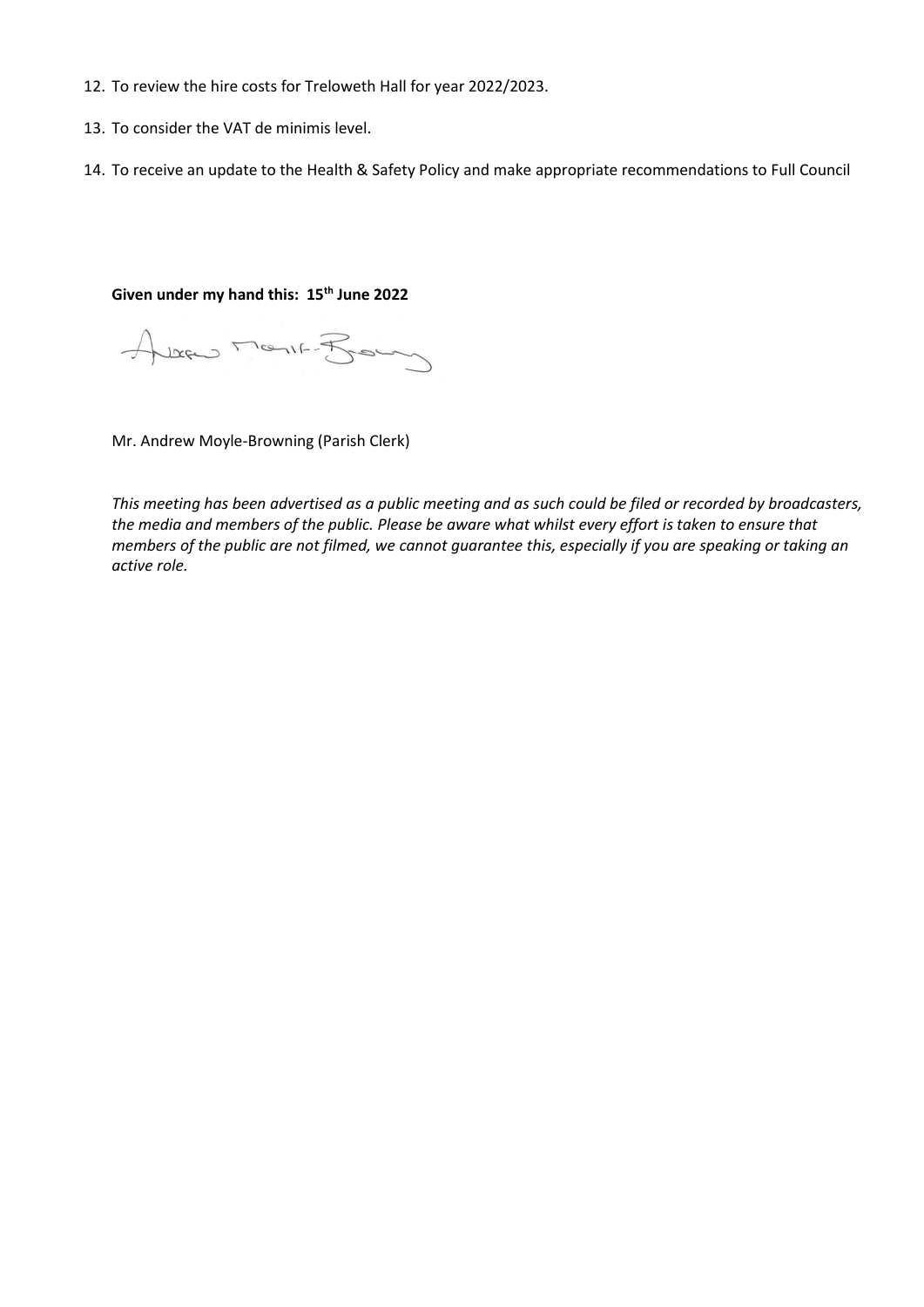12. To review the hire costs for Treloweth Hall for year 2022/2023.

13. To consider the VAT de minimis level.

14. To receive an update to the Health & Safety Policy and make appropriate recommendations to Full Council

**Given under my hand this: 15th June 2022**

Mr. Andrew Moyle-Browning (Parish Clerk)

*This meeting has been advertised as a public meeting and as such could be filed or recorded by broadcasters, the media and members of the public. Please be aware what whilst every effort is taken to ensure that members of the public are not filmed, we cannot guarantee this, especially if you are speaking or taking an active role.*